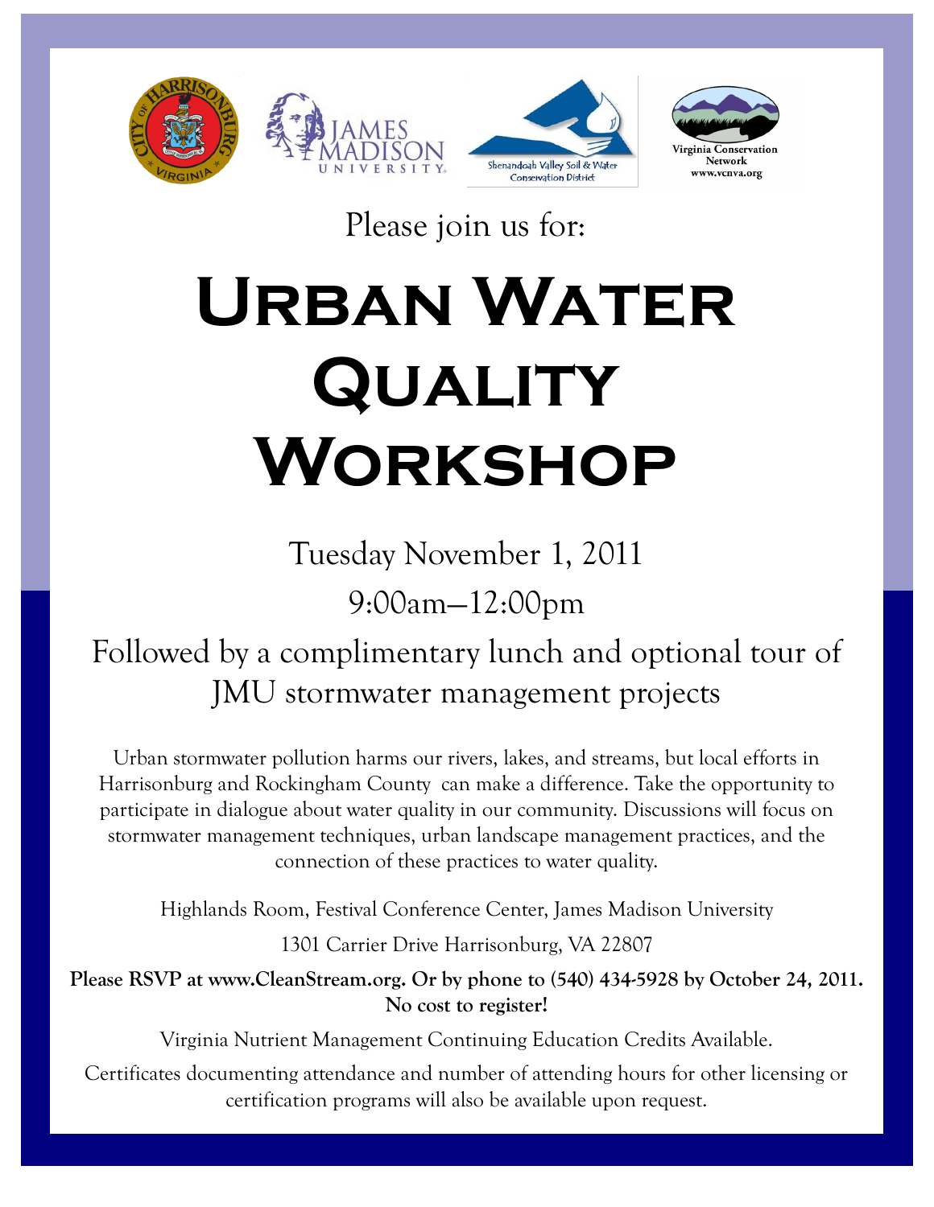Virginia Conservation Network
www.vcnva.org

Please join us for:

# Urban Water Quality Workshop

Tuesday November 1, 2011

9:00am—12:00pm

Followed by a complimentary lunch and optional tour of JMU stormwater management projects

Urban stormwater pollution harms our rivers, lakes, and streams, but local efforts in Harrisonburg and Rockingham County can make a difference. Take the opportunity to participate in dialogue about water quality in our community. Discussions will focus on stormwater management techniques, urban landscape management practices, and the connection of these practices to water quality.

Highlands Room, Festival Conference Center, James Madison University

1301 Carrier Drive Harrisonburg, VA 22807

**Please RSVP at www.CleanStream.org. Or by phone to (540) 434-5928 by October 24, 2011. No cost to register!**

Virginia Nutrient Management Continuing Education Credits Available.

Certificates documenting attendance and number of attending hours for other licensing or certification programs will also be available upon request.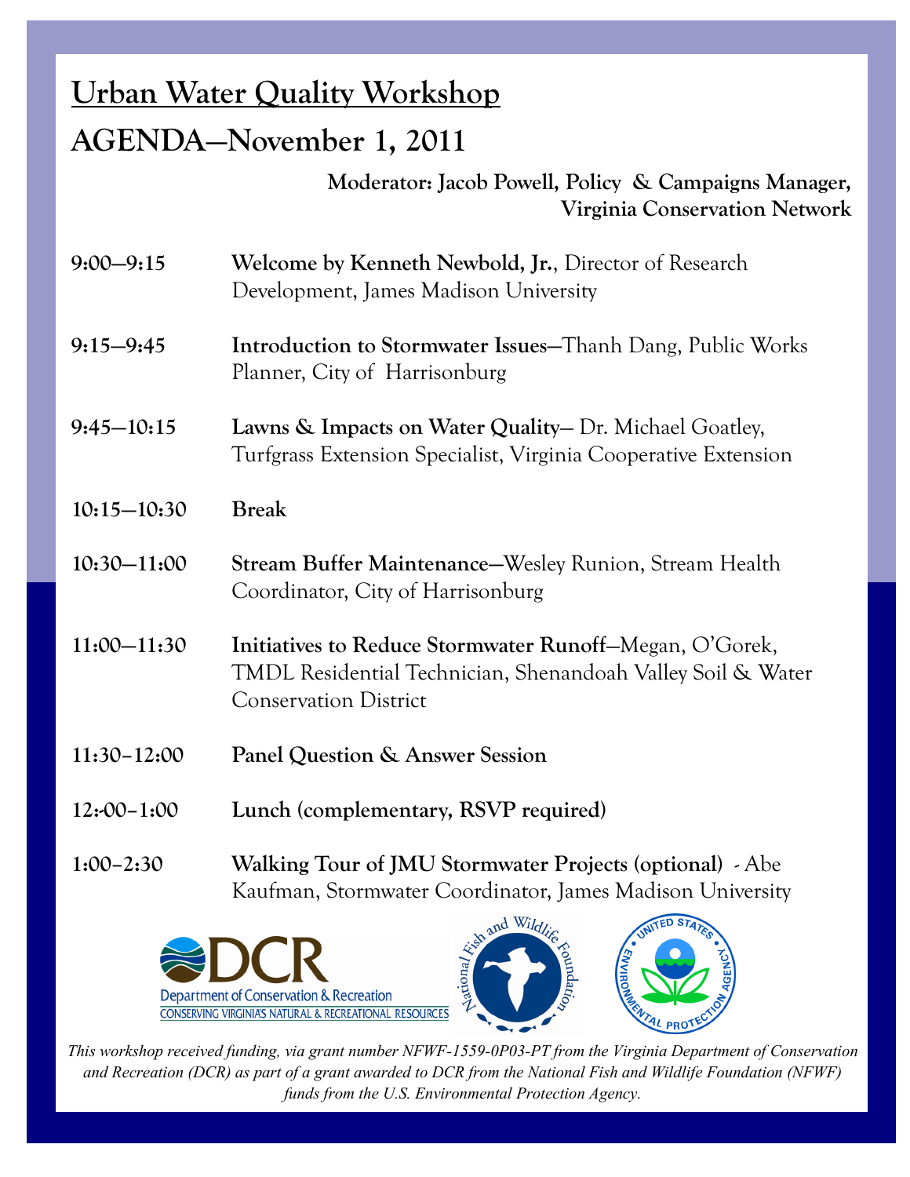# Urban Water Quality Workshop

## AGENDA—November 1, 2011

**Moderator: Jacob Powell, Policy & Campaigns Manager, Virginia Conservation Network**

| | |
|---|---|
| **9:00—9:15** | **Welcome by Kenneth Newbold, Jr.**, Director of Research Development, James Madison University |
| **9:15—9:45** | **Introduction to Stormwater Issues—**Thanh Dang, Public Works Planner, City of Harrisonburg |
| **9:45—10:15** | **Lawns & Impacts on Water Quality**— Dr. Michael Goatley, Turfgrass Extension Specialist, Virginia Cooperative Extension |
| **10:15—10:30** | **Break** |
| **10:30—11:00** | **Stream Buffer Maintenance—**Wesley Runion, Stream Health Coordinator, City of Harrisonburg |
| **11:00—11:30** | **Initiatives to Reduce Stormwater Runoff**—Megan, O'Gorek, TMDL Residential Technician, Shenandoah Valley Soil & Water Conservation District |
| **11:30–12:00** | **Panel Question & Answer Session** |
| **12:-00–1:00** | **Lunch (complementary, RSVP required)** |
| **1:00–2:30** | **Walking Tour of JMU Stormwater Projects (optional)** - Abe Kaufman, Stormwater Coordinator, James Madison University |

DCR Department of Conservation & Recreation
CONSERVING VIRGINIA'S NATURAL & RECREATIONAL RESOURCES

National Fish and Wildlife Foundation

United States Environmental Protection Agency

*This workshop received funding, via grant number NFWF-1559-0P03-PT from the Virginia Department of Conservation and Recreation (DCR) as part of a grant awarded to DCR from the National Fish and Wildlife Foundation (NFWF) funds from the U.S. Environmental Protection Agency.*